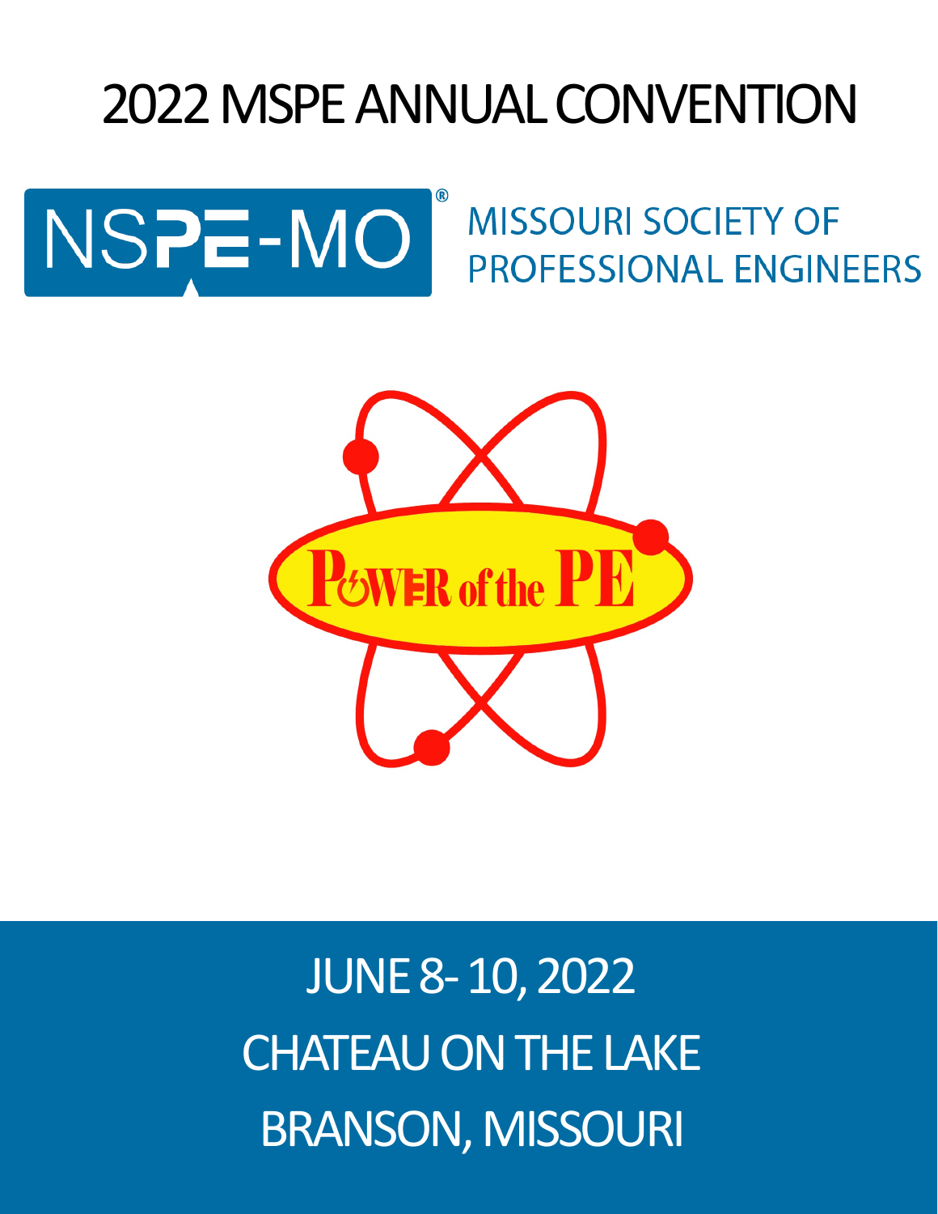# 2022 MSPE ANNUAL CONVENTION

NSPE-MO®

MISSOURI SOCIETY OF PROFESSIONAL ENGINEERS

POWER of the PE

JUNE 8- 10, 2022

CHATEAU ON THE LAKE

BRANSON, MISSOURI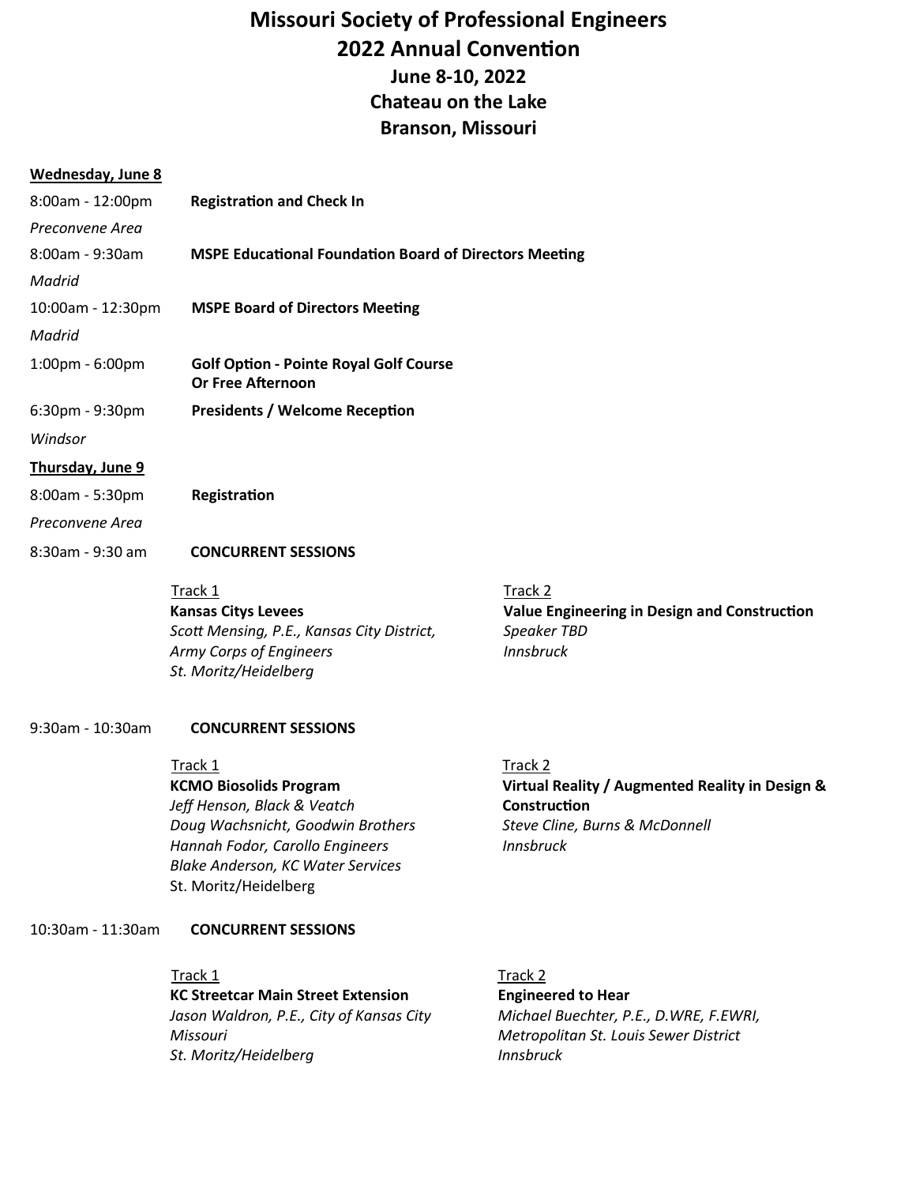# Missouri Society of Professional Engineers
## 2022 Annual Convention
### June 8-10, 2022
### Chateau on the Lake
### Branson, Missouri

**Wednesday, June 8**

8:00am - 12:00pm **Registration and Check In**
*Preconvene Area*

8:00am - 9:30am **MSPE Educational Foundation Board of Directors Meeting**
*Madrid*

10:00am - 12:30pm **MSPE Board of Directors Meeting**
*Madrid*

1:00pm - 6:00pm **Golf Option - Pointe Royal Golf Course**
**Or Free Afternoon**

6:30pm - 9:30pm **Presidents / Welcome Reception**
*Windsor*

**Thursday, June 9**

8:00am - 5:30pm **Registration**
*Preconvene Area*

8:30am - 9:30 am **CONCURRENT SESSIONS**

Track 1
**Kansas Citys Levees**
*Scott Mensing, P.E., Kansas City District, Army Corps of Engineers*
*St. Moritz/Heidelberg*

Track 2
**Value Engineering in Design and Construction**
*Speaker TBD*
*Innsbruck*

9:30am - 10:30am **CONCURRENT SESSIONS**

Track 1
**KCMO Biosolids Program**
*Jeff Henson, Black & Veatch*
*Doug Wachsnicht, Goodwin Brothers*
*Hannah Fodor, Carollo Engineers*
*Blake Anderson, KC Water Services*
St. Moritz/Heidelberg

Track 2
**Virtual Reality / Augmented Reality in Design & Construction**
*Steve Cline, Burns & McDonnell*
*Innsbruck*

10:30am - 11:30am **CONCURRENT SESSIONS**

Track 1
**KC Streetcar Main Street Extension**
*Jason Waldron, P.E., City of Kansas City Missouri*
*St. Moritz/Heidelberg*

Track 2
**Engineered to Hear**
*Michael Buechter, P.E., D.WRE, F.EWRI, Metropolitan St. Louis Sewer District*
*Innsbruck*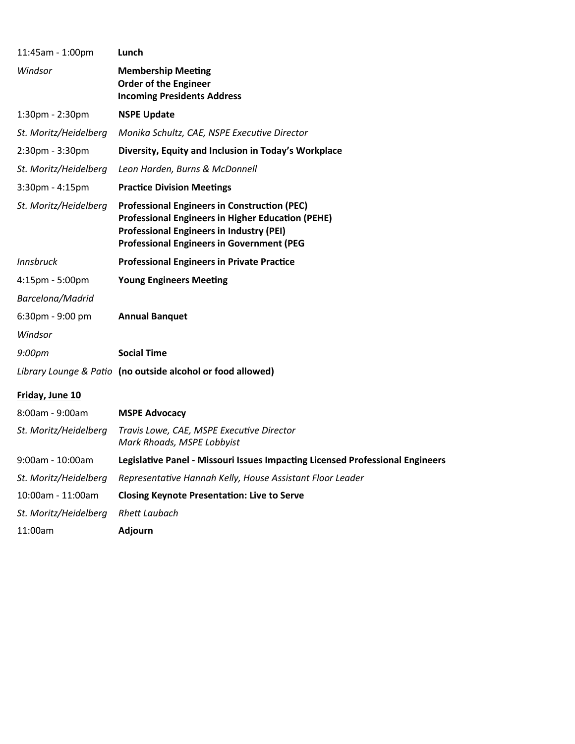| | |
|---|---|
| 11:45am - 1:00pm | **Lunch** |
| *Windsor* | **Membership Meeting**<br>**Order of the Engineer**<br>**Incoming Presidents Address** |
| 1:30pm - 2:30pm | **NSPE Update** |
| *St. Moritz/Heidelberg* | *Monika Schultz, CAE, NSPE Executive Director* |
| 2:30pm - 3:30pm | **Diversity, Equity and Inclusion in Today's Workplace** |
| *St. Moritz/Heidelberg* | *Leon Harden, Burns & McDonnell* |
| 3:30pm - 4:15pm | **Practice Division Meetings** |
| *St. Moritz/Heidelberg* | **Professional Engineers in Construction (PEC)**<br>**Professional Engineers in Higher Education (PEHE)**<br>**Professional Engineers in Industry (PEI)**<br>**Professional Engineers in Government (PEG** |
| *Innsbruck* | **Professional Engineers in Private Practice** |
| 4:15pm - 5:00pm | **Young Engineers Meeting** |
| *Barcelona/Madrid* | |
| 6:30pm - 9:00 pm | **Annual Banquet** |
| *Windsor* | |
| *9:00pm* | **Social Time** |
| *Library Lounge & Patio* | **(no outside alcohol or food allowed)** |

**Friday, June 10**

| | |
|---|---|
| 8:00am - 9:00am | **MSPE Advocacy** |
| *St. Moritz/Heidelberg* | *Travis Lowe, CAE, MSPE Executive Director*<br>*Mark Rhoads, MSPE Lobbyist* |
| 9:00am - 10:00am | **Legislative Panel - Missouri Issues Impacting Licensed Professional Engineers** |
| *St. Moritz/Heidelberg* | *Representative Hannah Kelly, House Assistant Floor Leader* |
| 10:00am - 11:00am | **Closing Keynote Presentation: Live to Serve** |
| *St. Moritz/Heidelberg* | *Rhett Laubach* |
| 11:00am | **Adjourn** |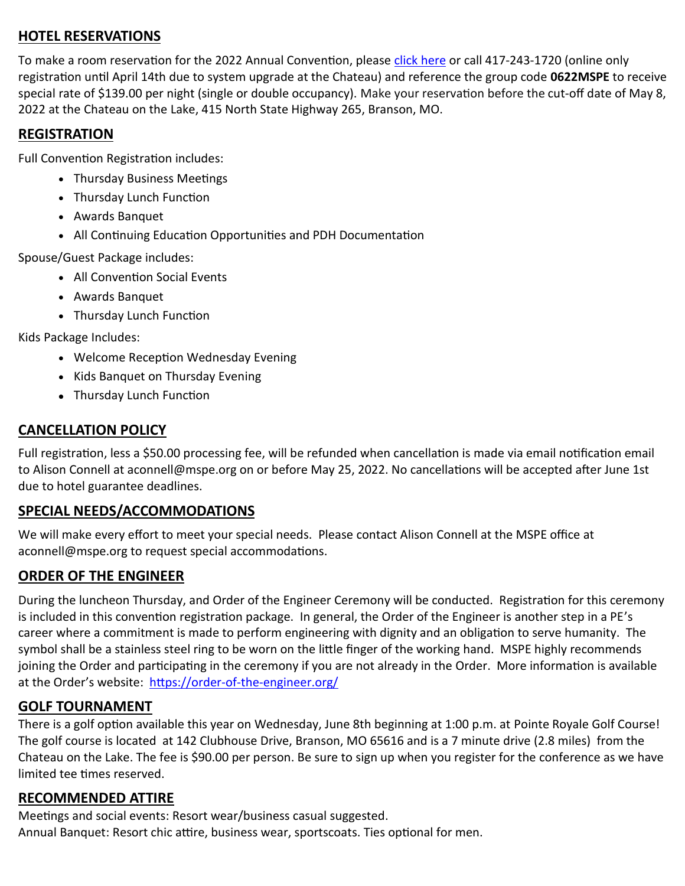## HOTEL RESERVATIONS

To make a room reservation for the 2022 Annual Convention, please [click here]() or call 417-243-1720 (online only registration until April 14th due to system upgrade at the Chateau) and reference the group code **0622MSPE** to receive special rate of $139.00 per night (single or double occupancy). Make your reservation before the cut-off date of May 8, 2022 at the Chateau on the Lake, 415 North State Highway 265, Branson, MO.

## REGISTRATION

Full Convention Registration includes:

- Thursday Business Meetings
- Thursday Lunch Function
- Awards Banquet
- All Continuing Education Opportunities and PDH Documentation

Spouse/Guest Package includes:

- All Convention Social Events
- Awards Banquet
- Thursday Lunch Function

Kids Package Includes:

- Welcome Reception Wednesday Evening
- Kids Banquet on Thursday Evening
- Thursday Lunch Function

## CANCELLATION POLICY

Full registration, less a $50.00 processing fee, will be refunded when cancellation is made via email notification email to Alison Connell at aconnell@mspe.org on or before May 25, 2022. No cancellations will be accepted after June 1st due to hotel guarantee deadlines.

## SPECIAL NEEDS/ACCOMMODATIONS

We will make every effort to meet your special needs. Please contact Alison Connell at the MSPE office at aconnell@mspe.org to request special accommodations.

## ORDER OF THE ENGINEER

During the luncheon Thursday, and Order of the Engineer Ceremony will be conducted. Registration for this ceremony is included in this convention registration package. In general, the Order of the Engineer is another step in a PE's career where a commitment is made to perform engineering with dignity and an obligation to serve humanity. The symbol shall be a stainless steel ring to be worn on the little finger of the working hand. MSPE highly recommends joining the Order and participating in the ceremony if you are not already in the Order. More information is available at the Order's website: [https://order-of-the-engineer.org/](https://order-of-the-engineer.org/)

## GOLF TOURNAMENT

There is a golf option available this year on Wednesday, June 8th beginning at 1:00 p.m. at Pointe Royale Golf Course! The golf course is located at 142 Clubhouse Drive, Branson, MO 65616 and is a 7 minute drive (2.8 miles) from the Chateau on the Lake. The fee is $90.00 per person. Be sure to sign up when you register for the conference as we have limited tee times reserved.

## RECOMMENDED ATTIRE

Meetings and social events: Resort wear/business casual suggested.
Annual Banquet: Resort chic attire, business wear, sportscoats. Ties optional for men.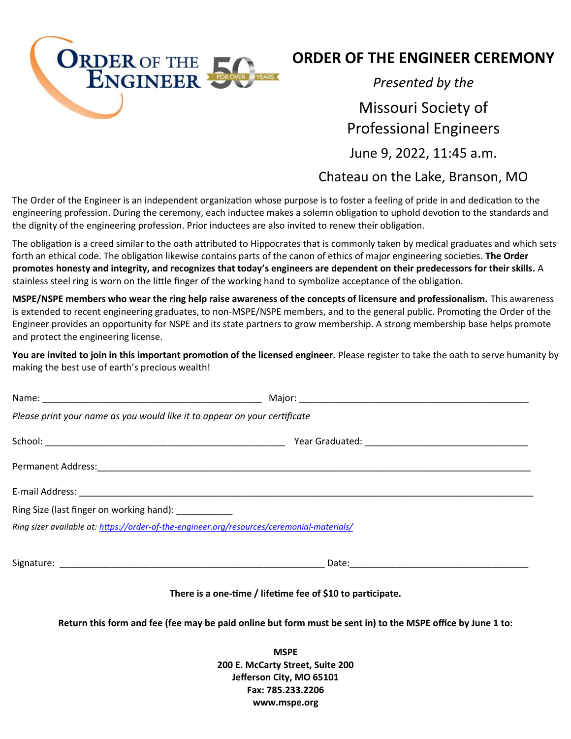# ORDER OF THE ENGINEER CEREMONY

*Presented by the*

Missouri Society of Professional Engineers

June 9, 2022, 11:45 a.m.

Chateau on the Lake, Branson, MO

The Order of the Engineer is an independent organization whose purpose is to foster a feeling of pride in and dedication to the engineering profession. During the ceremony, each inductee makes a solemn obligation to uphold devotion to the standards and the dignity of the engineering profession. Prior inductees are also invited to renew their obligation.

The obligation is a creed similar to the oath attributed to Hippocrates that is commonly taken by medical graduates and which sets forth an ethical code. The obligation likewise contains parts of the canon of ethics of major engineering societies. **The Order promotes honesty and integrity, and recognizes that today's engineers are dependent on their predecessors for their skills.** A stainless steel ring is worn on the little finger of the working hand to symbolize acceptance of the obligation.

**MSPE/NSPE members who wear the ring help raise awareness of the concepts of licensure and professionalism.** This awareness is extended to recent engineering graduates, to non-MSPE/NSPE members, and to the general public. Promoting the Order of the Engineer provides an opportunity for NSPE and its state partners to grow membership. A strong membership base helps promote and protect the engineering license.

**You are invited to join in this important promotion of the licensed engineer.** Please register to take the oath to serve humanity by making the best use of earth's precious wealth!

Name: ____________________________________________ Major: ______________________________________________

*Please print your name as you would like it to appear on your certificate*

School: ________________________________________________ Year Graduated: _________________________________

Permanent Address:________________________________________________________________________________________

E-mail Address: ____________________________________________________________________________________________

Ring Size (last finger on working hand): ___________

*Ring sizer available at: https://order-of-the-engineer.org/resources/ceremonial-materials/*

Signature: _____________________________________________________ Date:____________________________________

**There is a one-time / lifetime fee of $10 to participate.**

**Return this form and fee (fee may be paid online but form must be sent in) to the MSPE office by June 1 to:**

**MSPE**
**200 E. McCarty Street, Suite 200**
**Jefferson City, MO 65101**
**Fax: 785.233.2206**
**www.mspe.org**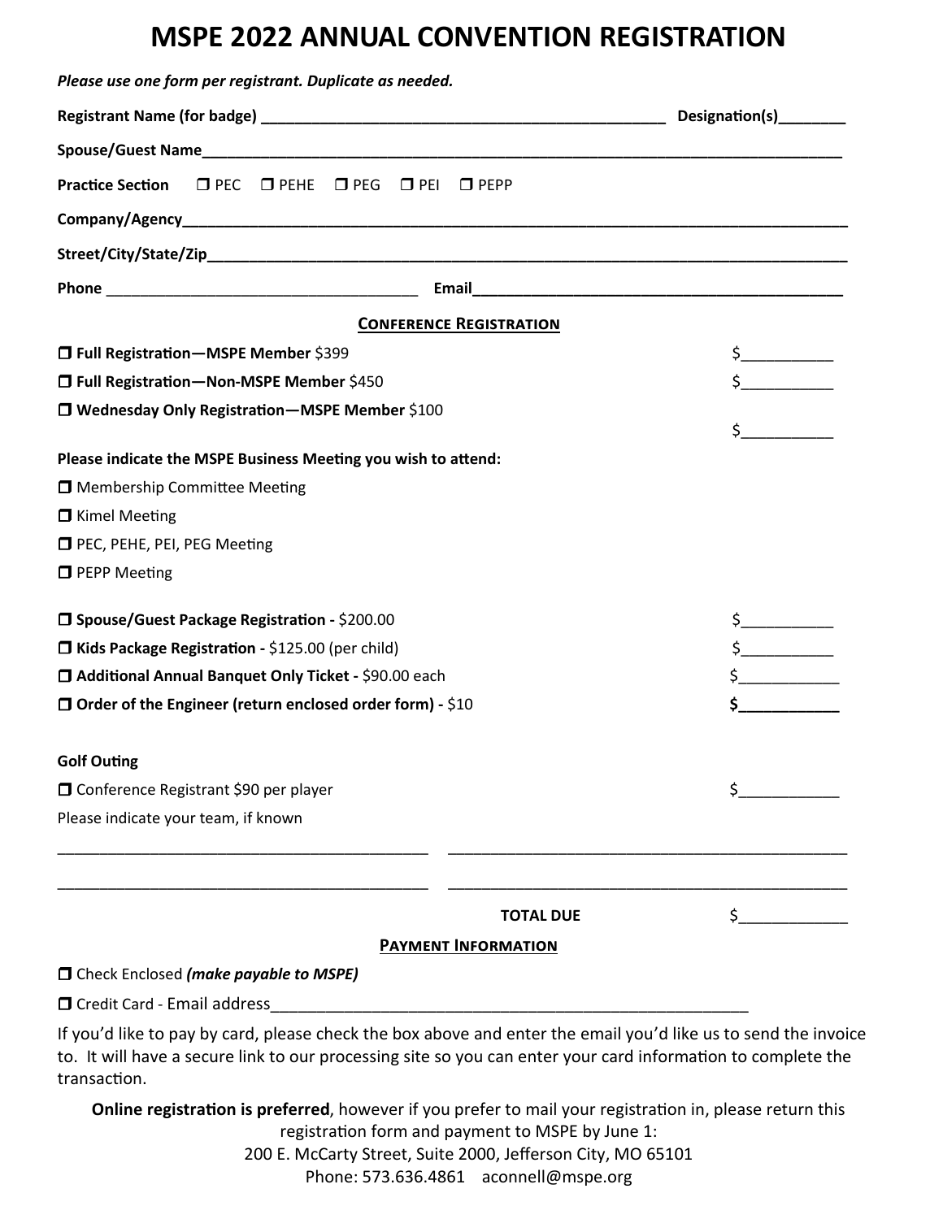# MSPE 2022 ANNUAL CONVENTION REGISTRATION

***Please use one form per registrant. Duplicate as needed.***

**Registrant Name (for badge)** ______________________________ **Designation(s)**________

**Spouse/Guest Name**______________________________________________

**Practice Section** ❐ PEC ❐ PEHE ❐ PEG ❐ PEI ❐ PEPP

**Company/Agency**______________________________________________

**Street/City/State/Zip**______________________________________________

**Phone** ______________________________ **Email**______________________________

## CONFERENCE REGISTRATION

| | |
|---|---|
| ❐ **Full Registration—MSPE Member** $399 | $__________ |
| ❐ **Full Registration—Non-MSPE Member** $450 | $__________ |
| ❐ **Wednesday Only Registration—MSPE Member** $100 | $__________ |

**Please indicate the MSPE Business Meeting you wish to attend:**

- ❐ Membership Committee Meeting
- ❐ Kimel Meeting
- ❐ PEC, PEHE, PEI, PEG Meeting
- ❐ PEPP Meeting

| | |
|---|---|
| ❐ **Spouse/Guest Package Registration -** $200.00 | $__________ |
| ❐ **Kids Package Registration -** $125.00 (per child) | $__________ |
| ❐ **Additional Annual Banquet Only Ticket -** $90.00 each | $__________ |
| ❐ **Order of the Engineer (return enclosed order form) -** $10 | **$__________** |

**Golf Outing**

| | |
|---|---|
| ❐ Conference Registrant $90 per player | $__________ |

Please indicate your team, if known

______________________________ ______________________________

______________________________ ______________________________

**TOTAL DUE** $__________

## PAYMENT INFORMATION

❐ Check Enclosed ***(make payable to MSPE)***

❐ Credit Card - Email address______________________________

If you'd like to pay by card, please check the box above and enter the email you'd like us to send the invoice to. It will have a secure link to our processing site so you can enter your card information to complete the transaction.

**Online registration is preferred**, however if you prefer to mail your registration in, please return this registration form and payment to MSPE by June 1:
200 E. McCarty Street, Suite 2000, Jefferson City, MO 65101
Phone: 573.636.4861 aconnell@mspe.org